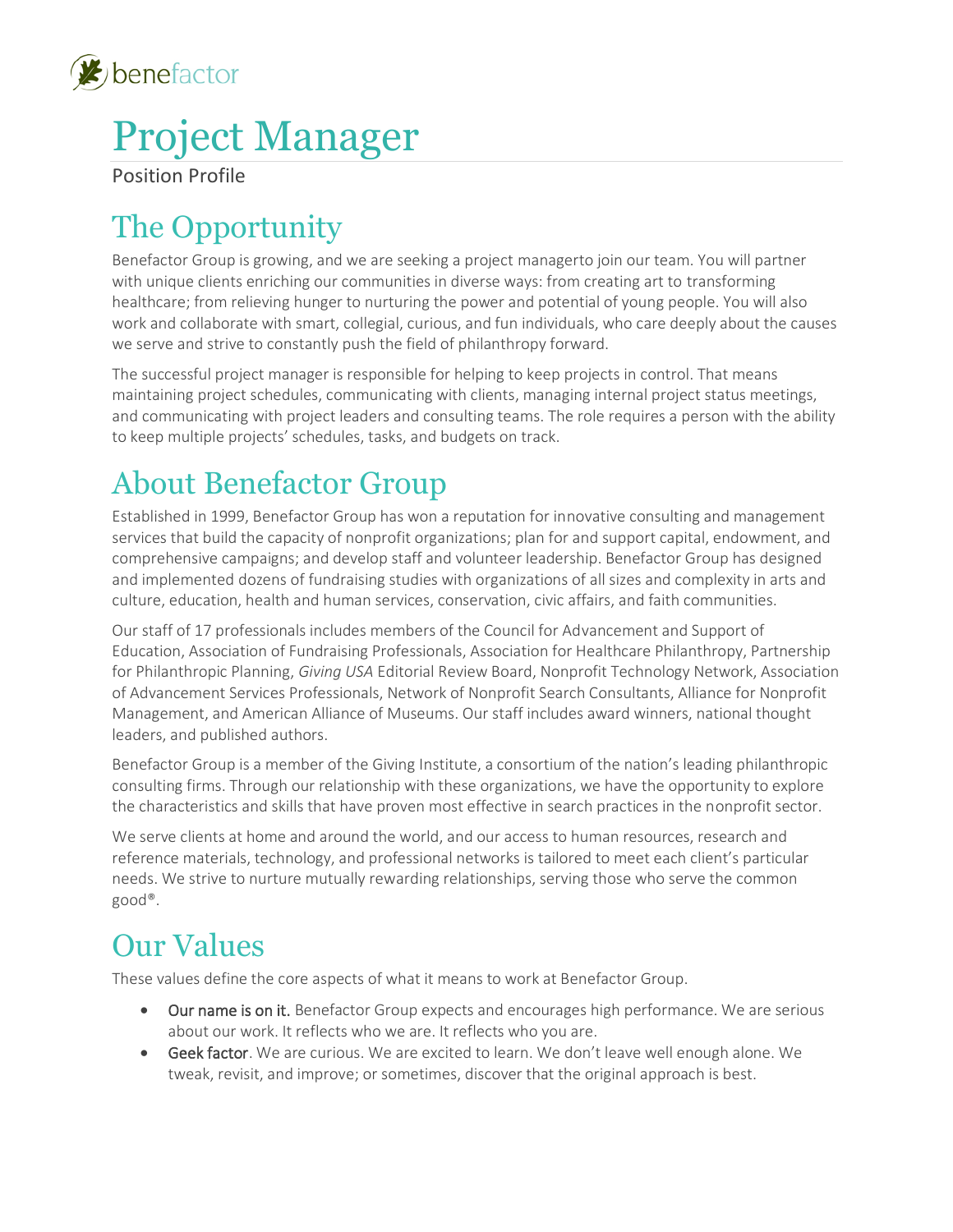benefactor

# Project Manager

Position Profile

## The Opportunity

Benefactor Group is growing, and we are seeking a project managerto join our team. You will partner with unique clients enriching our communities in diverse ways: from creating art to transforming healthcare; from relieving hunger to nurturing the power and potential of young people. You will also work and collaborate with smart, collegial, curious, and fun individuals, who care deeply about the causes we serve and strive to constantly push the field of philanthropy forward.

The successful project manager is responsible for helping to keep projects in control. That means maintaining project schedules, communicating with clients, managing internal project status meetings, and communicating with project leaders and consulting teams. The role requires a person with the ability to keep multiple projects' schedules, tasks, and budgets on track.

## About Benefactor Group

Established in 1999, Benefactor Group has won a reputation for innovative consulting and management services that build the capacity of nonprofit organizations; plan for and support capital, endowment, and comprehensive campaigns; and develop staff and volunteer leadership. Benefactor Group has designed and implemented dozens of fundraising studies with organizations of all sizes and complexity in arts and culture, education, health and human services, conservation, civic affairs, and faith communities.

Our staff of 17 professionals includes members of the Council for Advancement and Support of Education, Association of Fundraising Professionals, Association for Healthcare Philanthropy, Partnership for Philanthropic Planning, *Giving USA* Editorial Review Board, Nonprofit Technology Network, Association of Advancement Services Professionals, Network of Nonprofit Search Consultants, Alliance for Nonprofit Management, and American Alliance of Museums. Our staff includes award winners, national thought leaders, and published authors.

Benefactor Group is a member of the Giving Institute, a consortium of the nation's leading philanthropic consulting firms. Through our relationship with these organizations, we have the opportunity to explore the characteristics and skills that have proven most effective in search practices in the nonprofit sector.

We serve clients at home and around the world, and our access to human resources, research and reference materials, technology, and professional networks is tailored to meet each client's particular needs. We strive to nurture mutually rewarding relationships, serving those who serve the common good®.

## Our Values

These values define the core aspects of what it means to work at Benefactor Group.

- Our name is on it. Benefactor Group expects and encourages high performance. We are serious about our work. It reflects who we are. It reflects who you are.
- Geek factor. We are curious. We are excited to learn. We don't leave well enough alone. We tweak, revisit, and improve; or sometimes, discover that the original approach is best.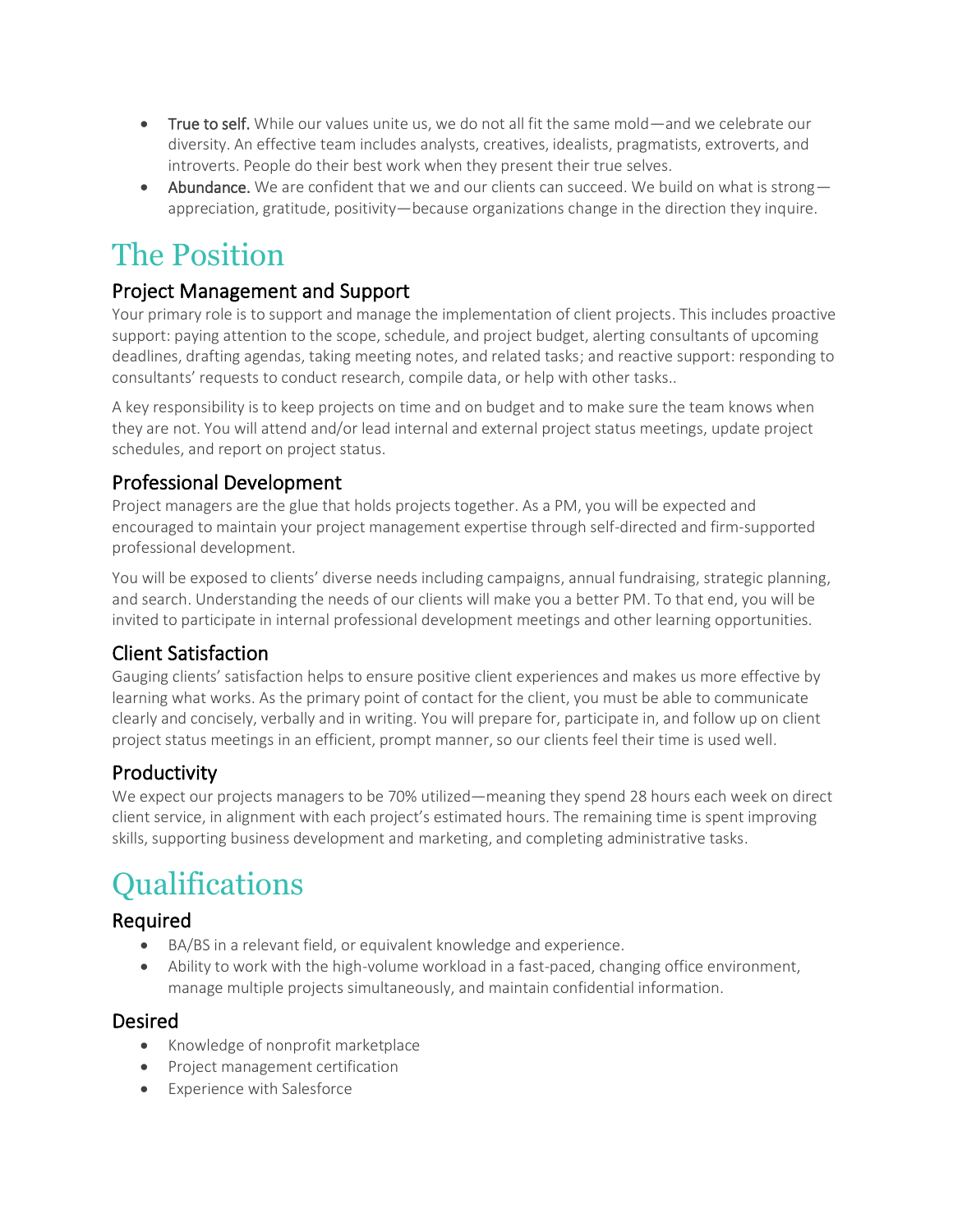- **True to self.** While our values unite us, we do not all fit the same mold—and we celebrate our diversity. An effective team includes analysts, creatives, idealists, pragmatists, extroverts, and introverts. People do their best work when they present their true selves.
- **Abundance.** We are confident that we and our clients can succeed. We build on what is strong—appreciation, gratitude, positivity—because organizations change in the direction they inquire.

# The Position

## Project Management and Support

Your primary role is to support and manage the implementation of client projects. This includes proactive support: paying attention to the scope, schedule, and project budget, alerting consultants of upcoming deadlines, drafting agendas, taking meeting notes, and related tasks; and reactive support: responding to consultants' requests to conduct research, compile data, or help with other tasks..

A key responsibility is to keep projects on time and on budget and to make sure the team knows when they are not. You will attend and/or lead internal and external project status meetings, update project schedules, and report on project status.

## Professional Development

Project managers are the glue that holds projects together. As a PM, you will be expected and encouraged to maintain your project management expertise through self-directed and firm-supported professional development.

You will be exposed to clients' diverse needs including campaigns, annual fundraising, strategic planning, and search. Understanding the needs of our clients will make you a better PM. To that end, you will be invited to participate in internal professional development meetings and other learning opportunities.

## Client Satisfaction

Gauging clients' satisfaction helps to ensure positive client experiences and makes us more effective by learning what works. As the primary point of contact for the client, you must be able to communicate clearly and concisely, verbally and in writing. You will prepare for, participate in, and follow up on client project status meetings in an efficient, prompt manner, so our clients feel their time is used well.

## Productivity

We expect our projects managers to be 70% utilized—meaning they spend 28 hours each week on direct client service, in alignment with each project's estimated hours. The remaining time is spent improving skills, supporting business development and marketing, and completing administrative tasks.

# Qualifications

## Required

- BA/BS in a relevant field, or equivalent knowledge and experience.
- Ability to work with the high-volume workload in a fast-paced, changing office environment, manage multiple projects simultaneously, and maintain confidential information.

## Desired

- Knowledge of nonprofit marketplace
- Project management certification
- Experience with Salesforce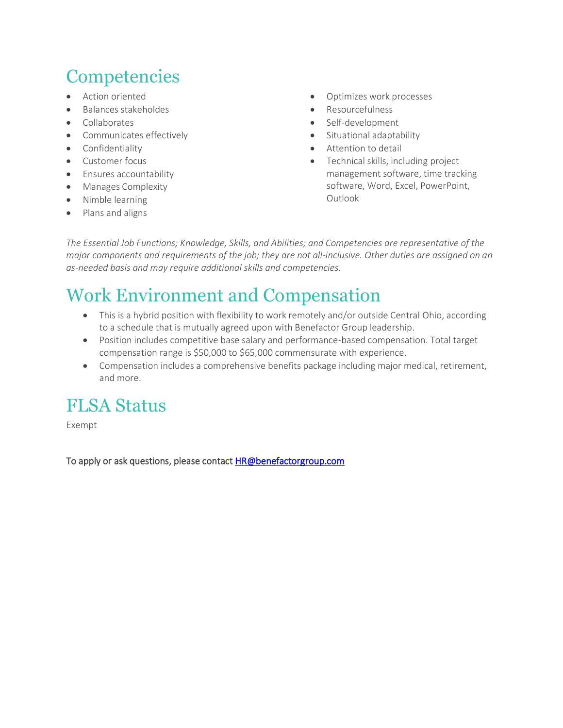## Competencies

- Action oriented
- Balances stakeholdes
- Collaborates
- Communicates effectively
- Confidentiality
- Customer focus
- Ensures accountability
- Manages Complexity
- Nimble learning
- Plans and aligns
- Optimizes work processes
- Resourcefulness
- Self-development
- Situational adaptability
- Attention to detail
- Technical skills, including project management software, time tracking software, Word, Excel, PowerPoint, Outlook

*The Essential Job Functions; Knowledge, Skills, and Abilities; and Competencies are representative of the major components and requirements of the job; they are not all-inclusive. Other duties are assigned on an as-needed basis and may require additional skills and competencies.*

## Work Environment and Compensation

- This is a hybrid position with flexibility to work remotely and/or outside Central Ohio, according to a schedule that is mutually agreed upon with Benefactor Group leadership.
- Position includes competitive base salary and performance-based compensation. Total target compensation range is $50,000 to $65,000 commensurate with experience.
- Compensation includes a comprehensive benefits package including major medical, retirement, and more.

## FLSA Status

Exempt

To apply or ask questions, please contact [HR@benefactorgroup.com](mailto:HR@benefactorgroup.com)